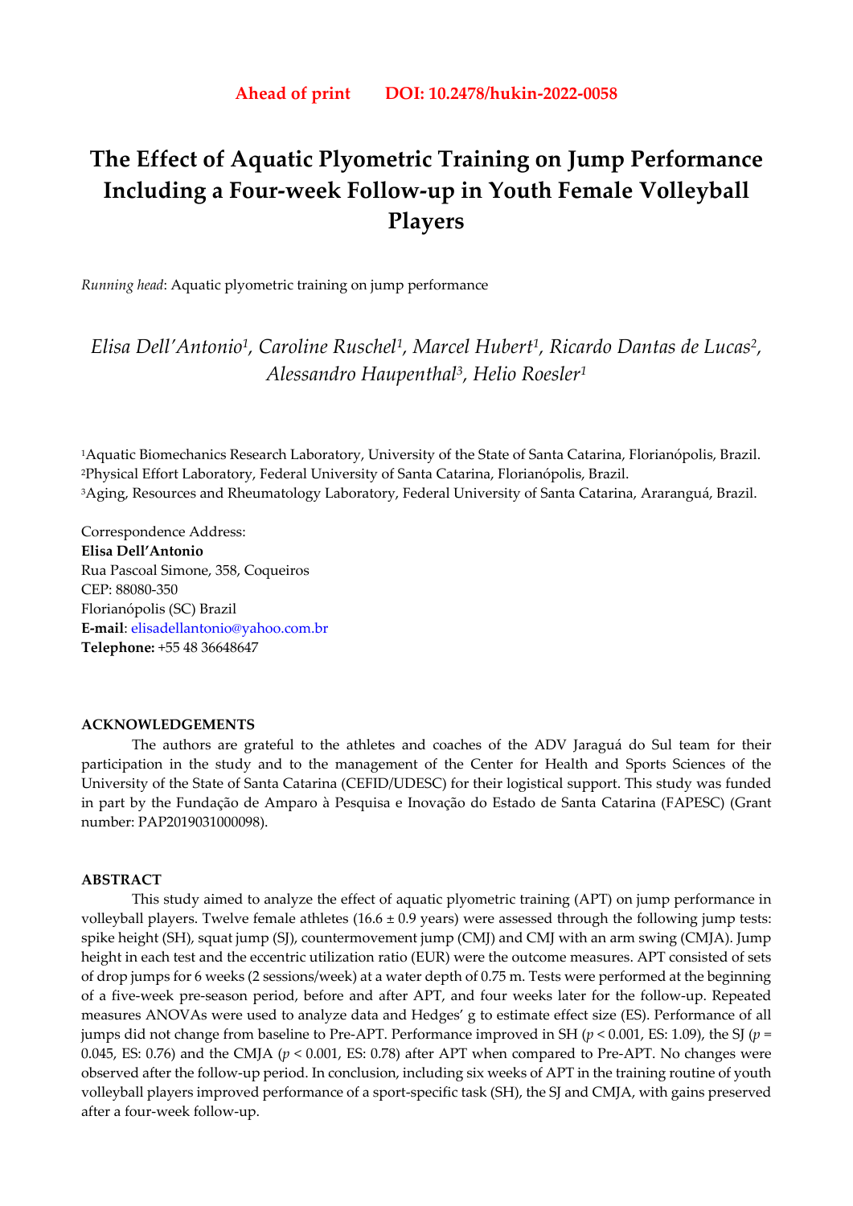**Ahead of print     DOI: 10.2478/hukin-2022-0058**

# The Effect of Aquatic Plyometric Training on Jump Performance Including a Four-week Follow-up in Youth Female Volleyball Players

*Running head*: Aquatic plyometric training on jump performance

*Elisa Dell'Antonio[1], Caroline Ruschel[1], Marcel Hubert[1], Ricardo Dantas de Lucas[2], Alessandro Haupenthal[3], Helio Roesler[1]*

[1]Aquatic Biomechanics Research Laboratory, University of the State of Santa Catarina, Florianópolis, Brazil.
[2]Physical Effort Laboratory, Federal University of Santa Catarina, Florianópolis, Brazil.
[3]Aging, Resources and Rheumatology Laboratory, Federal University of Santa Catarina, Araranguá, Brazil.

Correspondence Address:
**Elisa Dell'Antonio**
Rua Pascoal Simone, 358, Coqueiros
CEP: 88080-350
Florianópolis (SC) Brazil
**E-mail**: elisadellantonio@yahoo.com.br
**Telephone:** +55 48 36648647

## ACKNOWLEDGEMENTS

The authors are grateful to the athletes and coaches of the ADV Jaraguá do Sul team for their participation in the study and to the management of the Center for Health and Sports Sciences of the University of the State of Santa Catarina (CEFID/UDESC) for their logistical support. This study was funded in part by the Fundação de Amparo à Pesquisa e Inovação do Estado de Santa Catarina (FAPESC) (Grant number: PAP2019031000098).

## ABSTRACT

This study aimed to analyze the effect of aquatic plyometric training (APT) on jump performance in volleyball players. Twelve female athletes (16.6 ± 0.9 years) were assessed through the following jump tests: spike height (SH), squat jump (SJ), countermovement jump (CMJ) and CMJ with an arm swing (CMJA). Jump height in each test and the eccentric utilization ratio (EUR) were the outcome measures. APT consisted of sets of drop jumps for 6 weeks (2 sessions/week) at a water depth of 0.75 m. Tests were performed at the beginning of a five-week pre-season period, before and after APT, and four weeks later for the follow-up. Repeated measures ANOVAs were used to analyze data and Hedges' g to estimate effect size (ES). Performance of all jumps did not change from baseline to Pre-APT. Performance improved in SH ($p < 0.001$, ES: 1.09), the SJ ($p = 0.045$, ES: 0.76) and the CMJA ($p < 0.001$, ES: 0.78) after APT when compared to Pre-APT. No changes were observed after the follow-up period. In conclusion, including six weeks of APT in the training routine of youth volleyball players improved performance of a sport-specific task (SH), the SJ and CMJA, with gains preserved after a four-week follow-up.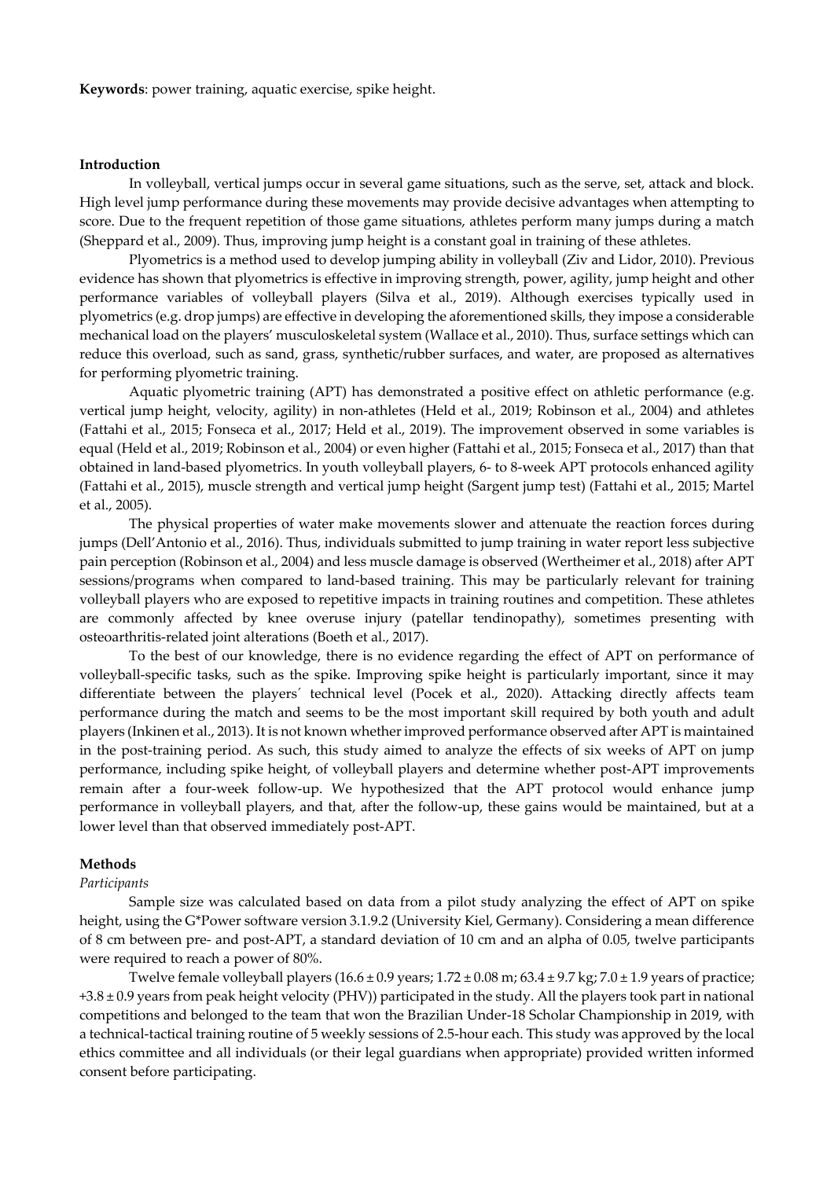**Keywords**: power training, aquatic exercise, spike height.

## Introduction

In volleyball, vertical jumps occur in several game situations, such as the serve, set, attack and block. High level jump performance during these movements may provide decisive advantages when attempting to score. Due to the frequent repetition of those game situations, athletes perform many jumps during a match (Sheppard et al., 2009). Thus, improving jump height is a constant goal in training of these athletes.

Plyometrics is a method used to develop jumping ability in volleyball (Ziv and Lidor, 2010). Previous evidence has shown that plyometrics is effective in improving strength, power, agility, jump height and other performance variables of volleyball players (Silva et al., 2019). Although exercises typically used in plyometrics (e.g. drop jumps) are effective in developing the aforementioned skills, they impose a considerable mechanical load on the players' musculoskeletal system (Wallace et al., 2010). Thus, surface settings which can reduce this overload, such as sand, grass, synthetic/rubber surfaces, and water, are proposed as alternatives for performing plyometric training.

Aquatic plyometric training (APT) has demonstrated a positive effect on athletic performance (e.g. vertical jump height, velocity, agility) in non-athletes (Held et al., 2019; Robinson et al., 2004) and athletes (Fattahi et al., 2015; Fonseca et al., 2017; Held et al., 2019). The improvement observed in some variables is equal (Held et al., 2019; Robinson et al., 2004) or even higher (Fattahi et al., 2015; Fonseca et al., 2017) than that obtained in land-based plyometrics. In youth volleyball players, 6- to 8-week APT protocols enhanced agility (Fattahi et al., 2015), muscle strength and vertical jump height (Sargent jump test) (Fattahi et al., 2015; Martel et al., 2005).

The physical properties of water make movements slower and attenuate the reaction forces during jumps (Dell'Antonio et al., 2016). Thus, individuals submitted to jump training in water report less subjective pain perception (Robinson et al., 2004) and less muscle damage is observed (Wertheimer et al., 2018) after APT sessions/programs when compared to land-based training. This may be particularly relevant for training volleyball players who are exposed to repetitive impacts in training routines and competition. These athletes are commonly affected by knee overuse injury (patellar tendinopathy), sometimes presenting with osteoarthritis-related joint alterations (Boeth et al., 2017).

To the best of our knowledge, there is no evidence regarding the effect of APT on performance of volleyball-specific tasks, such as the spike. Improving spike height is particularly important, since it may differentiate between the players´ technical level (Pocek et al., 2020). Attacking directly affects team performance during the match and seems to be the most important skill required by both youth and adult players (Inkinen et al., 2013). It is not known whether improved performance observed after APT is maintained in the post-training period. As such, this study aimed to analyze the effects of six weeks of APT on jump performance, including spike height, of volleyball players and determine whether post-APT improvements remain after a four-week follow-up. We hypothesized that the APT protocol would enhance jump performance in volleyball players, and that, after the follow-up, these gains would be maintained, but at a lower level than that observed immediately post-APT.

## Methods

### *Participants*

Sample size was calculated based on data from a pilot study analyzing the effect of APT on spike height, using the G*Power software version 3.1.9.2 (University Kiel, Germany). Considering a mean difference of 8 cm between pre- and post-APT, a standard deviation of 10 cm and an alpha of 0.05, twelve participants were required to reach a power of 80%.

Twelve female volleyball players (16.6 ± 0.9 years; 1.72 ± 0.08 m; 63.4 ± 9.7 kg; 7.0 ± 1.9 years of practice; +3.8 ± 0.9 years from peak height velocity (PHV)) participated in the study. All the players took part in national competitions and belonged to the team that won the Brazilian Under-18 Scholar Championship in 2019, with a technical-tactical training routine of 5 weekly sessions of 2.5-hour each. This study was approved by the local ethics committee and all individuals (or their legal guardians when appropriate) provided written informed consent before participating.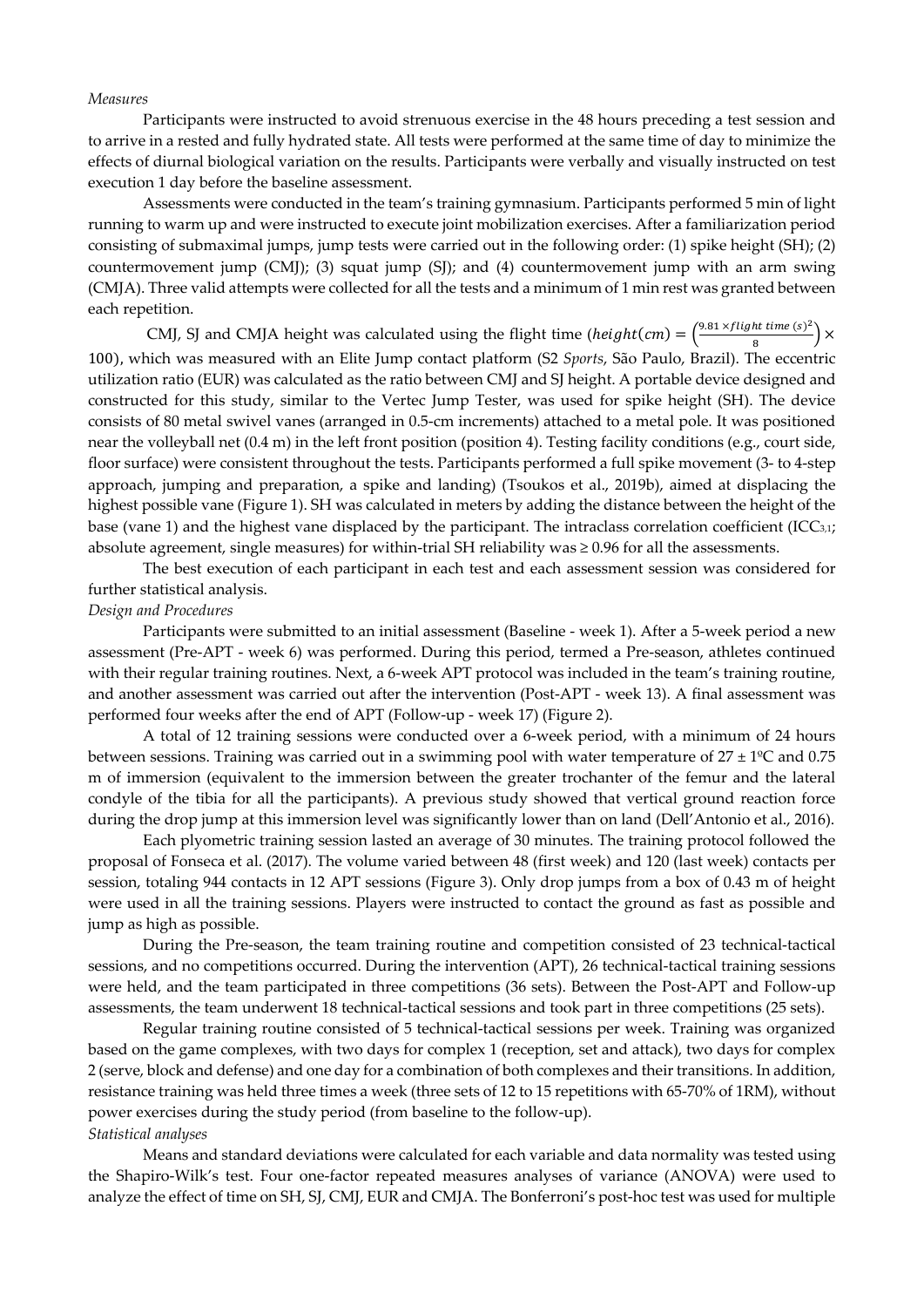*Measures*

Participants were instructed to avoid strenuous exercise in the 48 hours preceding a test session and to arrive in a rested and fully hydrated state. All tests were performed at the same time of day to minimize the effects of diurnal biological variation on the results. Participants were verbally and visually instructed on test execution 1 day before the baseline assessment.

Assessments were conducted in the team's training gymnasium. Participants performed 5 min of light running to warm up and were instructed to execute joint mobilization exercises. After a familiarization period consisting of submaximal jumps, jump tests were carried out in the following order: (1) spike height (SH); (2) countermovement jump (CMJ); (3) squat jump (SJ); and (4) countermovement jump with an arm swing (CMJA). Three valid attempts were collected for all the tests and a minimum of 1 min rest was granted between each repetition.

CMJ, SJ and CMJA height was calculated using the flight time ($height(cm) = \left(\frac{9.81 \times flight\ time\ (s)^2}{8}\right) \times 100$), which was measured with an Elite Jump contact platform (S2 *Sports*, São Paulo, Brazil). The eccentric utilization ratio (EUR) was calculated as the ratio between CMJ and SJ height. A portable device designed and constructed for this study, similar to the Vertec Jump Tester, was used for spike height (SH). The device consists of 80 metal swivel vanes (arranged in 0.5-cm increments) attached to a metal pole. It was positioned near the volleyball net (0.4 m) in the left front position (position 4). Testing facility conditions (e.g., court side, floor surface) were consistent throughout the tests. Participants performed a full spike movement (3- to 4-step approach, jumping and preparation, a spike and landing) (Tsoukos et al., 2019b), aimed at displacing the highest possible vane (Figure 1). SH was calculated in meters by adding the distance between the height of the base (vane 1) and the highest vane displaced by the participant. The intraclass correlation coefficient ($ICC_{3,1}$; absolute agreement, single measures) for within-trial SH reliability was ≥ 0.96 for all the assessments.

The best execution of each participant in each test and each assessment session was considered for further statistical analysis.

*Design and Procedures*

Participants were submitted to an initial assessment (Baseline - week 1). After a 5-week period a new assessment (Pre-APT - week 6) was performed. During this period, termed a Pre-season, athletes continued with their regular training routines. Next, a 6-week APT protocol was included in the team's training routine, and another assessment was carried out after the intervention (Post-APT - week 13). A final assessment was performed four weeks after the end of APT (Follow-up - week 17) (Figure 2).

A total of 12 training sessions were conducted over a 6-week period, with a minimum of 24 hours between sessions. Training was carried out in a swimming pool with water temperature of 27 ± 1ºC and 0.75 m of immersion (equivalent to the immersion between the greater trochanter of the femur and the lateral condyle of the tibia for all the participants). A previous study showed that vertical ground reaction force during the drop jump at this immersion level was significantly lower than on land (Dell'Antonio et al., 2016).

Each plyometric training session lasted an average of 30 minutes. The training protocol followed the proposal of Fonseca et al. (2017). The volume varied between 48 (first week) and 120 (last week) contacts per session, totaling 944 contacts in 12 APT sessions (Figure 3). Only drop jumps from a box of 0.43 m of height were used in all the training sessions. Players were instructed to contact the ground as fast as possible and jump as high as possible.

During the Pre-season, the team training routine and competition consisted of 23 technical-tactical sessions, and no competitions occurred. During the intervention (APT), 26 technical-tactical training sessions were held, and the team participated in three competitions (36 sets). Between the Post-APT and Follow-up assessments, the team underwent 18 technical-tactical sessions and took part in three competitions (25 sets).

Regular training routine consisted of 5 technical-tactical sessions per week. Training was organized based on the game complexes, with two days for complex 1 (reception, set and attack), two days for complex 2 (serve, block and defense) and one day for a combination of both complexes and their transitions. In addition, resistance training was held three times a week (three sets of 12 to 15 repetitions with 65-70% of 1RM), without power exercises during the study period (from baseline to the follow-up).

*Statistical analyses*

Means and standard deviations were calculated for each variable and data normality was tested using the Shapiro-Wilk's test. Four one-factor repeated measures analyses of variance (ANOVA) were used to analyze the effect of time on SH, SJ, CMJ, EUR and CMJA. The Bonferroni's post-hoc test was used for multiple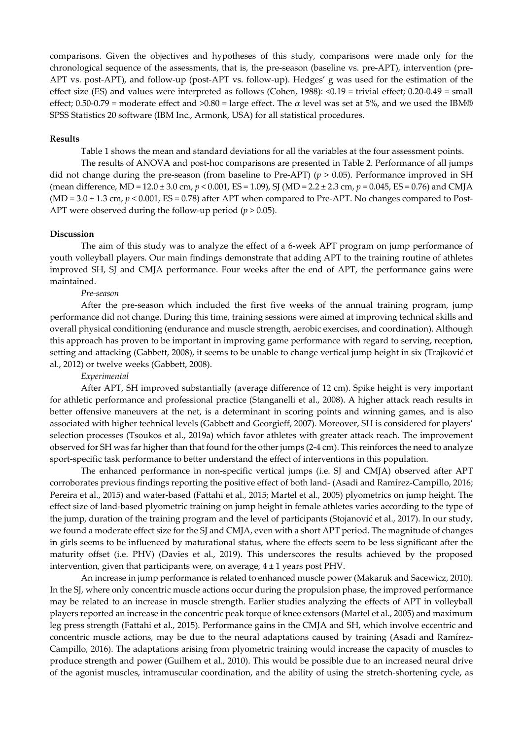comparisons. Given the objectives and hypotheses of this study, comparisons were made only for the chronological sequence of the assessments, that is, the pre-season (baseline vs. pre-APT), intervention (pre-APT vs. post-APT), and follow-up (post-APT vs. follow-up). Hedges' g was used for the estimation of the effect size (ES) and values were interpreted as follows (Cohen, 1988): <0.19 = trivial effect; 0.20-0.49 = small effect; 0.50-0.79 = moderate effect and >0.80 = large effect. The $\alpha$ level was set at 5%, and we used the IBM® SPSS Statistics 20 software (IBM Inc., Armonk, USA) for all statistical procedures.

## Results

Table 1 shows the mean and standard deviations for all the variables at the four assessment points.

The results of ANOVA and post-hoc comparisons are presented in Table 2. Performance of all jumps did not change during the pre-season (from baseline to Pre-APT) ($p > 0.05$). Performance improved in SH (mean difference, MD = 12.0 ± 3.0 cm, $p < 0.001$, ES = 1.09), SJ (MD = 2.2 ± 2.3 cm, $p = 0.045$, ES = 0.76) and CMJA (MD = 3.0 ± 1.3 cm, $p < 0.001$, ES = 0.78) after APT when compared to Pre-APT. No changes compared to Post-APT were observed during the follow-up period ($p > 0.05$).

## Discussion

The aim of this study was to analyze the effect of a 6-week APT program on jump performance of youth volleyball players. Our main findings demonstrate that adding APT to the training routine of athletes improved SH, SJ and CMJA performance. Four weeks after the end of APT, the performance gains were maintained.

*Pre-season*

After the pre-season which included the first five weeks of the annual training program, jump performance did not change. During this time, training sessions were aimed at improving technical skills and overall physical conditioning (endurance and muscle strength, aerobic exercises, and coordination). Although this approach has proven to be important in improving game performance with regard to serving, reception, setting and attacking (Gabbett, 2008), it seems to be unable to change vertical jump height in six (Trajković et al., 2012) or twelve weeks (Gabbett, 2008).

*Experimental*

After APT, SH improved substantially (average difference of 12 cm). Spike height is very important for athletic performance and professional practice (Stanganelli et al., 2008). A higher attack reach results in better offensive maneuvers at the net, is a determinant in scoring points and winning games, and is also associated with higher technical levels (Gabbett and Georgieff, 2007). Moreover, SH is considered for players' selection processes (Tsoukos et al., 2019a) which favor athletes with greater attack reach. The improvement observed for SH was far higher than that found for the other jumps (2-4 cm). This reinforces the need to analyze sport-specific task performance to better understand the effect of interventions in this population.

The enhanced performance in non-specific vertical jumps (i.e. SJ and CMJA) observed after APT corroborates previous findings reporting the positive effect of both land- (Asadi and Ramírez-Campillo, 2016; Pereira et al., 2015) and water-based (Fattahi et al., 2015; Martel et al., 2005) plyometrics on jump height. The effect size of land-based plyometric training on jump height in female athletes varies according to the type of the jump, duration of the training program and the level of participants (Stojanović et al., 2017). In our study, we found a moderate effect size for the SJ and CMJA, even with a short APT period. The magnitude of changes in girls seems to be influenced by maturational status, where the effects seem to be less significant after the maturity offset (i.e. PHV) (Davies et al., 2019). This underscores the results achieved by the proposed intervention, given that participants were, on average, 4 ± 1 years post PHV.

An increase in jump performance is related to enhanced muscle power (Makaruk and Sacewicz, 2010). In the SJ, where only concentric muscle actions occur during the propulsion phase, the improved performance may be related to an increase in muscle strength. Earlier studies analyzing the effects of APT in volleyball players reported an increase in the concentric peak torque of knee extensors (Martel et al., 2005) and maximum leg press strength (Fattahi et al., 2015). Performance gains in the CMJA and SH, which involve eccentric and concentric muscle actions, may be due to the neural adaptations caused by training (Asadi and Ramírez-Campillo, 2016). The adaptations arising from plyometric training would increase the capacity of muscles to produce strength and power (Guilhem et al., 2010). This would be possible due to an increased neural drive of the agonist muscles, intramuscular coordination, and the ability of using the stretch-shortening cycle, as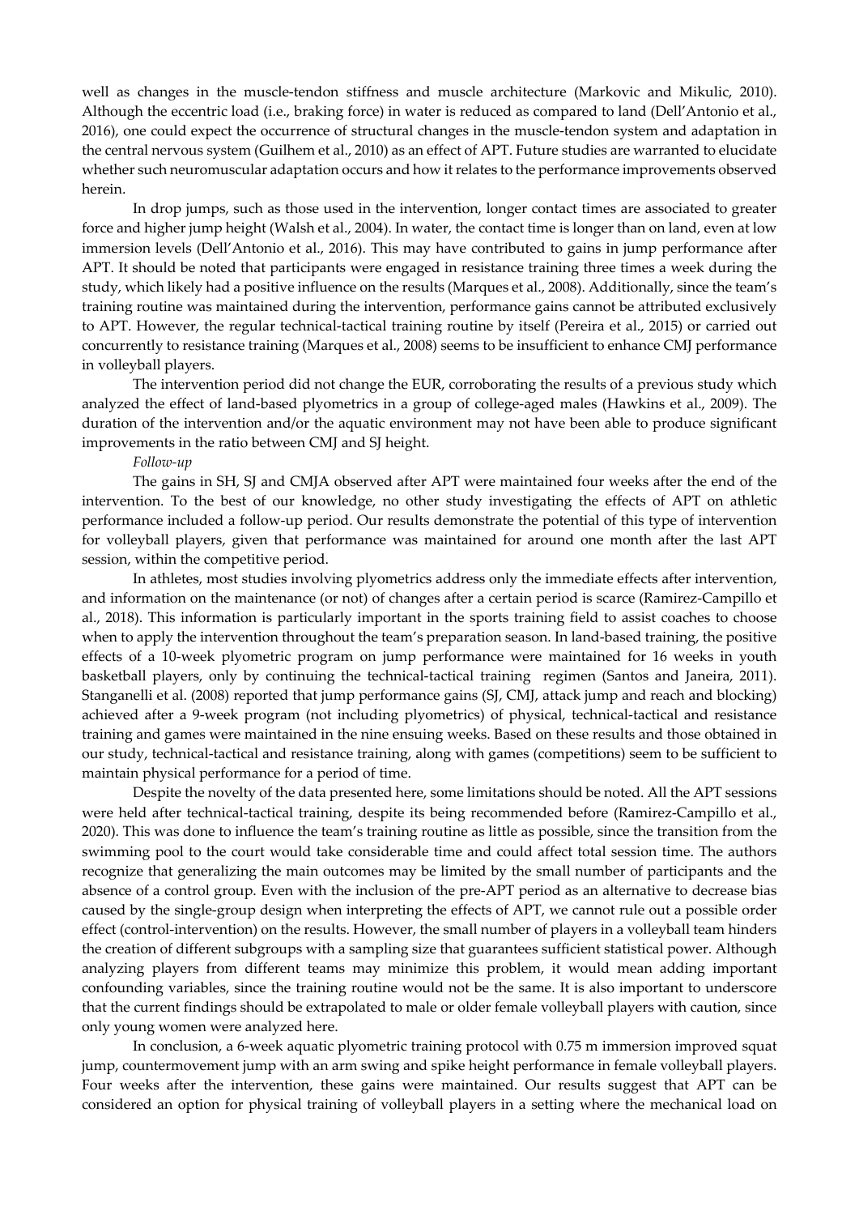well as changes in the muscle-tendon stiffness and muscle architecture (Markovic and Mikulic, 2010). Although the eccentric load (i.e., braking force) in water is reduced as compared to land (Dell'Antonio et al., 2016), one could expect the occurrence of structural changes in the muscle-tendon system and adaptation in the central nervous system (Guilhem et al., 2010) as an effect of APT. Future studies are warranted to elucidate whether such neuromuscular adaptation occurs and how it relates to the performance improvements observed herein.

In drop jumps, such as those used in the intervention, longer contact times are associated to greater force and higher jump height (Walsh et al., 2004). In water, the contact time is longer than on land, even at low immersion levels (Dell'Antonio et al., 2016). This may have contributed to gains in jump performance after APT. It should be noted that participants were engaged in resistance training three times a week during the study, which likely had a positive influence on the results (Marques et al., 2008). Additionally, since the team's training routine was maintained during the intervention, performance gains cannot be attributed exclusively to APT. However, the regular technical-tactical training routine by itself (Pereira et al., 2015) or carried out concurrently to resistance training (Marques et al., 2008) seems to be insufficient to enhance CMJ performance in volleyball players.

The intervention period did not change the EUR, corroborating the results of a previous study which analyzed the effect of land-based plyometrics in a group of college-aged males (Hawkins et al., 2009). The duration of the intervention and/or the aquatic environment may not have been able to produce significant improvements in the ratio between CMJ and SJ height.

*Follow-up*

The gains in SH, SJ and CMJA observed after APT were maintained four weeks after the end of the intervention. To the best of our knowledge, no other study investigating the effects of APT on athletic performance included a follow-up period. Our results demonstrate the potential of this type of intervention for volleyball players, given that performance was maintained for around one month after the last APT session, within the competitive period.

In athletes, most studies involving plyometrics address only the immediate effects after intervention, and information on the maintenance (or not) of changes after a certain period is scarce (Ramirez-Campillo et al., 2018). This information is particularly important in the sports training field to assist coaches to choose when to apply the intervention throughout the team's preparation season. In land-based training, the positive effects of a 10-week plyometric program on jump performance were maintained for 16 weeks in youth basketball players, only by continuing the technical-tactical training regimen (Santos and Janeira, 2011). Stanganelli et al. (2008) reported that jump performance gains (SJ, CMJ, attack jump and reach and blocking) achieved after a 9-week program (not including plyometrics) of physical, technical-tactical and resistance training and games were maintained in the nine ensuing weeks. Based on these results and those obtained in our study, technical-tactical and resistance training, along with games (competitions) seem to be sufficient to maintain physical performance for a period of time.

Despite the novelty of the data presented here, some limitations should be noted. All the APT sessions were held after technical-tactical training, despite its being recommended before (Ramirez-Campillo et al., 2020). This was done to influence the team's training routine as little as possible, since the transition from the swimming pool to the court would take considerable time and could affect total session time. The authors recognize that generalizing the main outcomes may be limited by the small number of participants and the absence of a control group. Even with the inclusion of the pre-APT period as an alternative to decrease bias caused by the single-group design when interpreting the effects of APT, we cannot rule out a possible order effect (control-intervention) on the results. However, the small number of players in a volleyball team hinders the creation of different subgroups with a sampling size that guarantees sufficient statistical power. Although analyzing players from different teams may minimize this problem, it would mean adding important confounding variables, since the training routine would not be the same. It is also important to underscore that the current findings should be extrapolated to male or older female volleyball players with caution, since only young women were analyzed here.

In conclusion, a 6-week aquatic plyometric training protocol with 0.75 m immersion improved squat jump, countermovement jump with an arm swing and spike height performance in female volleyball players. Four weeks after the intervention, these gains were maintained. Our results suggest that APT can be considered an option for physical training of volleyball players in a setting where the mechanical load on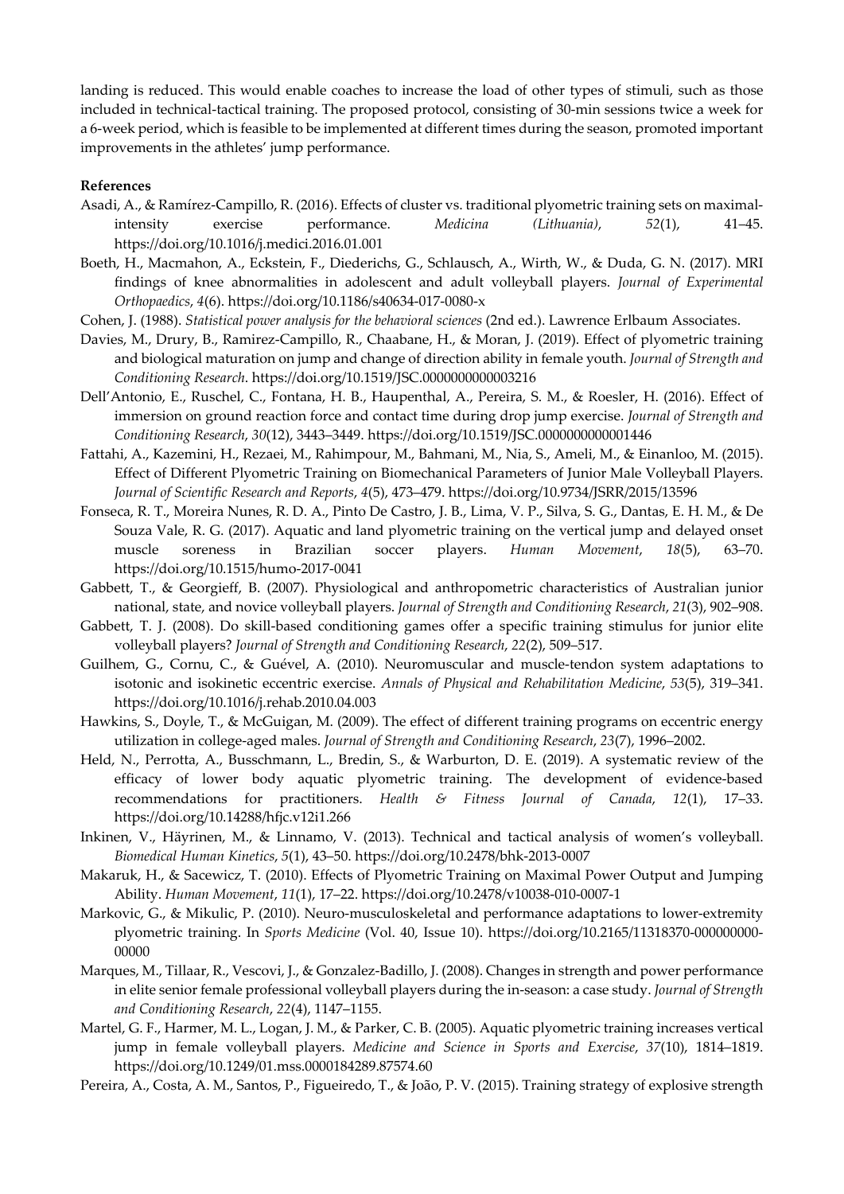landing is reduced. This would enable coaches to increase the load of other types of stimuli, such as those included in technical-tactical training. The proposed protocol, consisting of 30-min sessions twice a week for a 6-week period, which is feasible to be implemented at different times during the season, promoted important improvements in the athletes' jump performance.

**References**

Asadi, A., & Ramírez-Campillo, R. (2016). Effects of cluster vs. traditional plyometric training sets on maximal-intensity exercise performance. *Medicina (Lithuania)*, *52*(1), 41–45. https://doi.org/10.1016/j.medici.2016.01.001

Boeth, H., Macmahon, A., Eckstein, F., Diederichs, G., Schlausch, A., Wirth, W., & Duda, G. N. (2017). MRI findings of knee abnormalities in adolescent and adult volleyball players. *Journal of Experimental Orthopaedics*, *4*(6). https://doi.org/10.1186/s40634-017-0080-x

Cohen, J. (1988). *Statistical power analysis for the behavioral sciences* (2nd ed.). Lawrence Erlbaum Associates.

Davies, M., Drury, B., Ramirez-Campillo, R., Chaabane, H., & Moran, J. (2019). Effect of plyometric training and biological maturation on jump and change of direction ability in female youth. *Journal of Strength and Conditioning Research*. https://doi.org/10.1519/JSC.0000000000003216

Dell'Antonio, E., Ruschel, C., Fontana, H. B., Haupenthal, A., Pereira, S. M., & Roesler, H. (2016). Effect of immersion on ground reaction force and contact time during drop jump exercise. *Journal of Strength and Conditioning Research*, *30*(12), 3443–3449. https://doi.org/10.1519/JSC.0000000000001446

Fattahi, A., Kazemini, H., Rezaei, M., Rahimpour, M., Bahmani, M., Nia, S., Ameli, M., & Einanloo, M. (2015). Effect of Different Plyometric Training on Biomechanical Parameters of Junior Male Volleyball Players. *Journal of Scientific Research and Reports*, *4*(5), 473–479. https://doi.org/10.9734/JSRR/2015/13596

Fonseca, R. T., Moreira Nunes, R. D. A., Pinto De Castro, J. B., Lima, V. P., Silva, S. G., Dantas, E. H. M., & De Souza Vale, R. G. (2017). Aquatic and land plyometric training on the vertical jump and delayed onset muscle soreness in Brazilian soccer players. *Human Movement*, *18*(5), 63–70. https://doi.org/10.1515/humo-2017-0041

Gabbett, T., & Georgieff, B. (2007). Physiological and anthropometric characteristics of Australian junior national, state, and novice volleyball players. *Journal of Strength and Conditioning Research*, *21*(3), 902–908.

Gabbett, T. J. (2008). Do skill-based conditioning games offer a specific training stimulus for junior elite volleyball players? *Journal of Strength and Conditioning Research*, *22*(2), 509–517.

Guilhem, G., Cornu, C., & Guével, A. (2010). Neuromuscular and muscle-tendon system adaptations to isotonic and isokinetic eccentric exercise. *Annals of Physical and Rehabilitation Medicine*, *53*(5), 319–341. https://doi.org/10.1016/j.rehab.2010.04.003

Hawkins, S., Doyle, T., & McGuigan, M. (2009). The effect of different training programs on eccentric energy utilization in college-aged males. *Journal of Strength and Conditioning Research*, *23*(7), 1996–2002.

Held, N., Perrotta, A., Busschmann, L., Bredin, S., & Warburton, D. E. (2019). A systematic review of the efficacy of lower body aquatic plyometric training. The development of evidence-based recommendations for practitioners. *Health & Fitness Journal of Canada*, *12*(1), 17–33. https://doi.org/10.14288/hfjc.v12i1.266

Inkinen, V., Häyrinen, M., & Linnamo, V. (2013). Technical and tactical analysis of women's volleyball. *Biomedical Human Kinetics*, *5*(1), 43–50. https://doi.org/10.2478/bhk-2013-0007

Makaruk, H., & Sacewicz, T. (2010). Effects of Plyometric Training on Maximal Power Output and Jumping Ability. *Human Movement*, *11*(1), 17–22. https://doi.org/10.2478/v10038-010-0007-1

Markovic, G., & Mikulic, P. (2010). Neuro-musculoskeletal and performance adaptations to lower-extremity plyometric training. In *Sports Medicine* (Vol. 40, Issue 10). https://doi.org/10.2165/11318370-000000000-00000

Marques, M., Tillaar, R., Vescovi, J., & Gonzalez-Badillo, J. (2008). Changes in strength and power performance in elite senior female professional volleyball players during the in-season: a case study. *Journal of Strength and Conditioning Research*, *22*(4), 1147–1155.

Martel, G. F., Harmer, M. L., Logan, J. M., & Parker, C. B. (2005). Aquatic plyometric training increases vertical jump in female volleyball players. *Medicine and Science in Sports and Exercise*, *37*(10), 1814–1819. https://doi.org/10.1249/01.mss.0000184289.87574.60

Pereira, A., Costa, A. M., Santos, P., Figueiredo, T., & João, P. V. (2015). Training strategy of explosive strength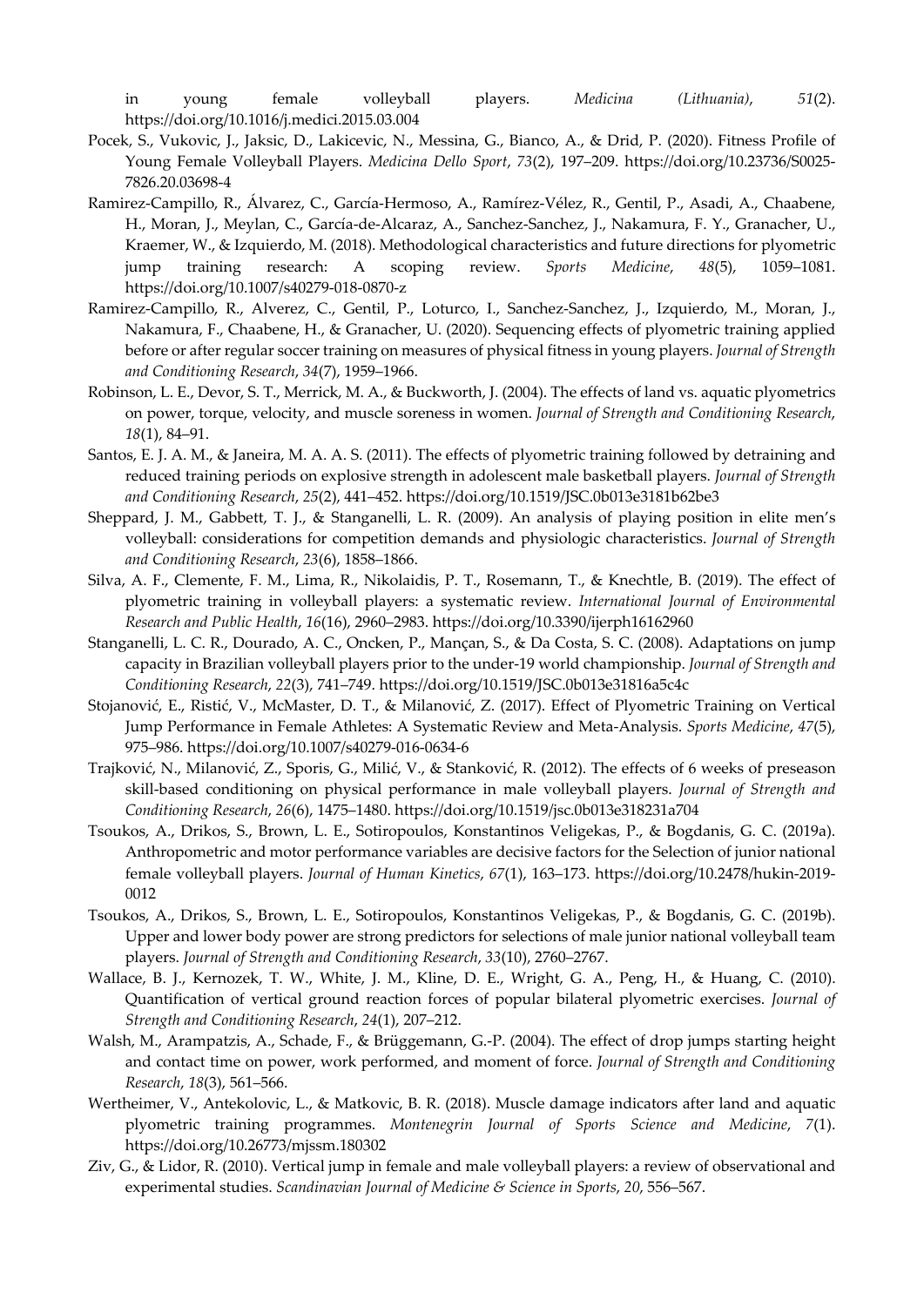in young female volleyball players. *Medicina (Lithuania)*, *51*(2). https://doi.org/10.1016/j.medici.2015.03.004

Pocek, S., Vukovic, J., Jaksic, D., Lakicevic, N., Messina, G., Bianco, A., & Drid, P. (2020). Fitness Profile of Young Female Volleyball Players. *Medicina Dello Sport*, *73*(2), 197–209. https://doi.org/10.23736/S0025-7826.20.03698-4

Ramirez-Campillo, R., Álvarez, C., García-Hermoso, A., Ramírez-Vélez, R., Gentil, P., Asadi, A., Chaabene, H., Moran, J., Meylan, C., García-de-Alcaraz, A., Sanchez-Sanchez, J., Nakamura, F. Y., Granacher, U., Kraemer, W., & Izquierdo, M. (2018). Methodological characteristics and future directions for plyometric jump training research: A scoping review. *Sports Medicine*, *48*(5), 1059–1081. https://doi.org/10.1007/s40279-018-0870-z

Ramirez-Campillo, R., Alverez, C., Gentil, P., Loturco, I., Sanchez-Sanchez, J., Izquierdo, M., Moran, J., Nakamura, F., Chaabene, H., & Granacher, U. (2020). Sequencing effects of plyometric training applied before or after regular soccer training on measures of physical fitness in young players. *Journal of Strength and Conditioning Research*, *34*(7), 1959–1966.

Robinson, L. E., Devor, S. T., Merrick, M. A., & Buckworth, J. (2004). The effects of land vs. aquatic plyometrics on power, torque, velocity, and muscle soreness in women. *Journal of Strength and Conditioning Research*, *18*(1), 84–91.

Santos, E. J. A. M., & Janeira, M. A. A. S. (2011). The effects of plyometric training followed by detraining and reduced training periods on explosive strength in adolescent male basketball players. *Journal of Strength and Conditioning Research*, *25*(2), 441–452. https://doi.org/10.1519/JSC.0b013e3181b62be3

Sheppard, J. M., Gabbett, T. J., & Stanganelli, L. R. (2009). An analysis of playing position in elite men's volleyball: considerations for competition demands and physiologic characteristics. *Journal of Strength and Conditioning Research*, *23*(6), 1858–1866.

Silva, A. F., Clemente, F. M., Lima, R., Nikolaidis, P. T., Rosemann, T., & Knechtle, B. (2019). The effect of plyometric training in volleyball players: a systematic review. *International Journal of Environmental Research and Public Health*, *16*(16), 2960–2983. https://doi.org/10.3390/ijerph16162960

Stanganelli, L. C. R., Dourado, A. C., Oncken, P., Mançan, S., & Da Costa, S. C. (2008). Adaptations on jump capacity in Brazilian volleyball players prior to the under-19 world championship. *Journal of Strength and Conditioning Research*, *22*(3), 741–749. https://doi.org/10.1519/JSC.0b013e31816a5c4c

Stojanović, E., Ristić, V., McMaster, D. T., & Milanović, Z. (2017). Effect of Plyometric Training on Vertical Jump Performance in Female Athletes: A Systematic Review and Meta-Analysis. *Sports Medicine*, *47*(5), 975–986. https://doi.org/10.1007/s40279-016-0634-6

Trajković, N., Milanović, Z., Sporis, G., Milić, V., & Stanković, R. (2012). The effects of 6 weeks of preseason skill-based conditioning on physical performance in male volleyball players. *Journal of Strength and Conditioning Research*, *26*(6), 1475–1480. https://doi.org/10.1519/jsc.0b013e318231a704

Tsoukos, A., Drikos, S., Brown, L. E., Sotiropoulos, Konstantinos Veligekas, P., & Bogdanis, G. C. (2019a). Anthropometric and motor performance variables are decisive factors for the Selection of junior national female volleyball players. *Journal of Human Kinetics*, *67*(1), 163–173. https://doi.org/10.2478/hukin-2019-0012

Tsoukos, A., Drikos, S., Brown, L. E., Sotiropoulos, Konstantinos Veligekas, P., & Bogdanis, G. C. (2019b). Upper and lower body power are strong predictors for selections of male junior national volleyball team players. *Journal of Strength and Conditioning Research*, *33*(10), 2760–2767.

Wallace, B. J., Kernozek, T. W., White, J. M., Kline, D. E., Wright, G. A., Peng, H., & Huang, C. (2010). Quantification of vertical ground reaction forces of popular bilateral plyometric exercises. *Journal of Strength and Conditioning Research*, *24*(1), 207–212.

Walsh, M., Arampatzis, A., Schade, F., & Brüggemann, G.-P. (2004). The effect of drop jumps starting height and contact time on power, work performed, and moment of force. *Journal of Strength and Conditioning Research*, *18*(3), 561–566.

Wertheimer, V., Antekolovic, L., & Matkovic, B. R. (2018). Muscle damage indicators after land and aquatic plyometric training programmes. *Montenegrin Journal of Sports Science and Medicine*, *7*(1). https://doi.org/10.26773/mjssm.180302

Ziv, G., & Lidor, R. (2010). Vertical jump in female and male volleyball players: a review of observational and experimental studies. *Scandinavian Journal of Medicine & Science in Sports*, *20*, 556–567.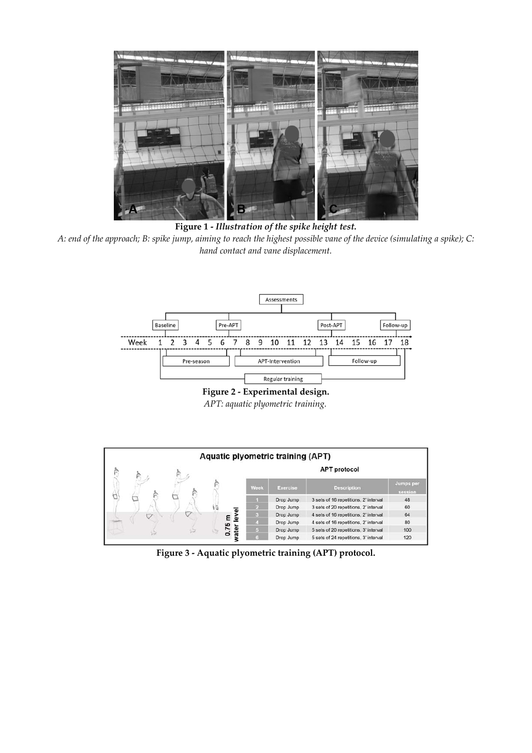**Figure 1 -** ***Illustration of the spike height test.***

*A: end of the approach; B: spike jump, aiming to reach the highest possible vane of the device (simulating a spike); C: hand contact and vane displacement.*

**Figure 2 - Experimental design.**

*APT: aquatic plyometric training.*

**Figure 3 - Aquatic plyometric training (APT) protocol.**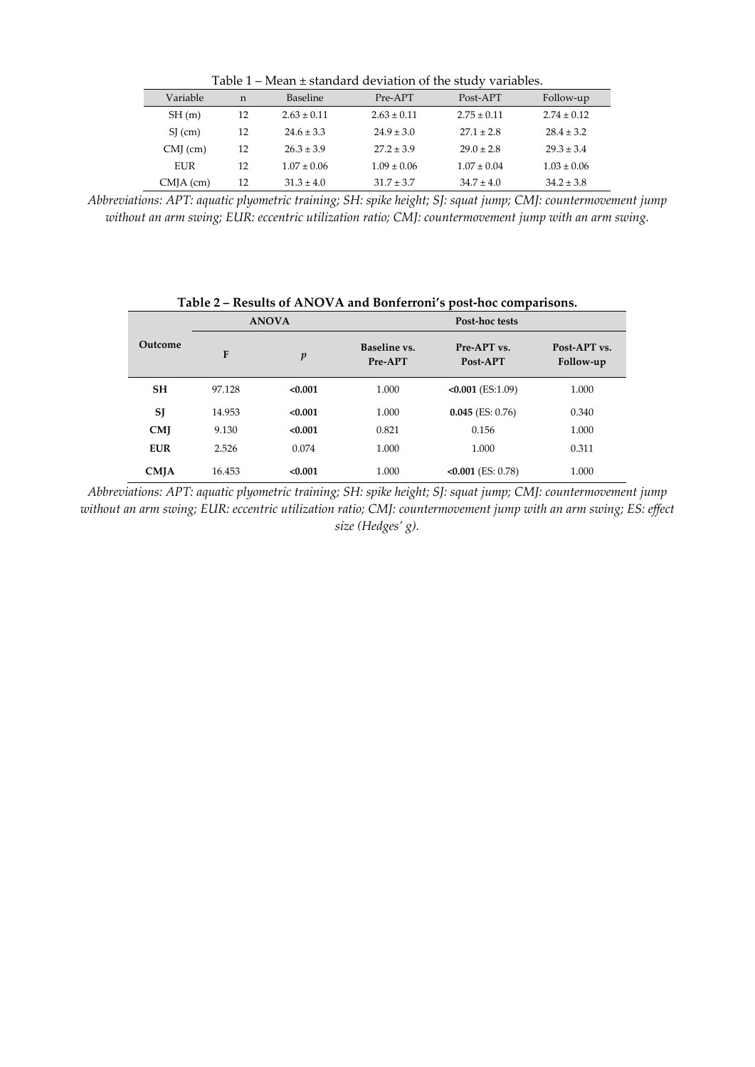Table 1 – Mean ± standard deviation of the study variables.

| Variable | n | Baseline | Pre-APT | Post-APT | Follow-up |
|---|---|---|---|---|---|
| SH (m) | 12 | 2.63 ± 0.11 | 2.63 ± 0.11 | 2.75 ± 0.11 | 2.74 ± 0.12 |
| SJ (cm) | 12 | 24.6 ± 3.3 | 24.9 ± 3.0 | 27.1 ± 2.8 | 28.4 ± 3.2 |
| CMJ (cm) | 12 | 26.3 ± 3.9 | 27.2 ± 3.9 | 29.0 ± 2.8 | 29.3 ± 3.4 |
| EUR | 12 | 1.07 ± 0.06 | 1.09 ± 0.06 | 1.07 ± 0.04 | 1.03 ± 0.06 |
| CMJA (cm) | 12 | 31.3 ± 4.0 | 31.7 ± 3.7 | 34.7 ± 4.0 | 34.2 ± 3.8 |

*Abbreviations: APT: aquatic plyometric training; SH: spike height; SJ: squat jump; CMJ: countermovement jump without an arm swing; EUR: eccentric utilization ratio; CMJ: countermovement jump with an arm swing.*

**Table 2 – Results of ANOVA and Bonferroni's post-hoc comparisons.**

| Outcome | ANOVA | | Post-hoc tests | | |
|---|---|---|---|---|---|
| | **F** | ***p*** | **Baseline vs. Pre-APT** | **Pre-APT vs. Post-APT** | **Post-APT vs. Follow-up** |
| **SH** | 97.128 | **<0.001** | 1.000 | **<0.001** (ES:1.09) | 1.000 |
| **SJ** | 14.953 | **<0.001** | 1.000 | **0.045** (ES: 0.76) | 0.340 |
| **CMJ** | 9.130 | **<0.001** | 0.821 | 0.156 | 1.000 |
| **EUR** | 2.526 | 0.074 | 1.000 | 1.000 | 0.311 |
| **CMJA** | 16.453 | **<0.001** | 1.000 | **<0.001** (ES: 0.78) | 1.000 |

*Abbreviations: APT: aquatic plyometric training; SH: spike height; SJ: squat jump; CMJ: countermovement jump without an arm swing; EUR: eccentric utilization ratio; CMJ: countermovement jump with an arm swing; ES: effect size (Hedges' g).*